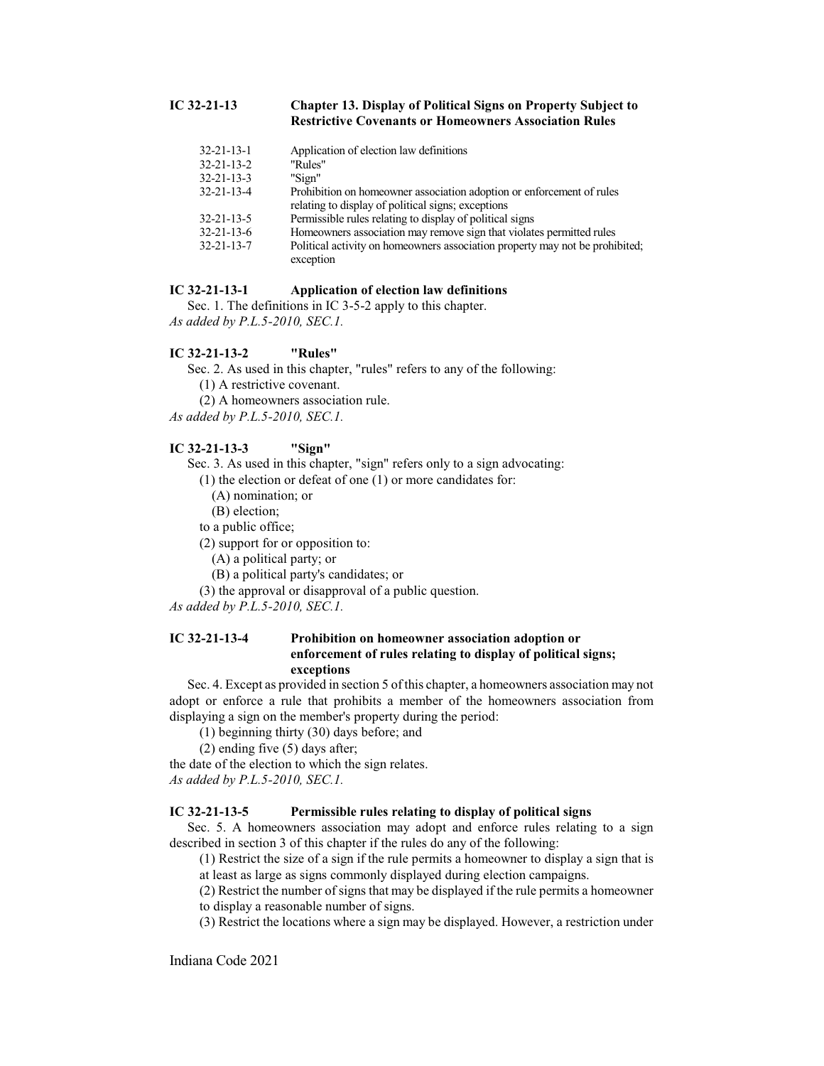## IC 32-21-13 Chapter 13. Display of Political Signs on Property Subject to Restrictive Covenants or Homeowners Association Rules

| | |
|---|---|
| 32-21-13-1 | Application of election law definitions |
| 32-21-13-2 | "Rules" |
| 32-21-13-3 | "Sign" |
| 32-21-13-4 | Prohibition on homeowner association adoption or enforcement of rules relating to display of political signs; exceptions |
| 32-21-13-5 | Permissible rules relating to display of political signs |
| 32-21-13-6 | Homeowners association may remove sign that violates permitted rules |
| 32-21-13-7 | Political activity on homeowners association property may not be prohibited; exception |

### IC 32-21-13-1 Application of election law definitions

Sec. 1. The definitions in IC 3-5-2 apply to this chapter.

*As added by P.L.5-2010, SEC.1.*

### IC 32-21-13-2 "Rules"

Sec. 2. As used in this chapter, "rules" refers to any of the following:

(1) A restrictive covenant.

(2) A homeowners association rule.

*As added by P.L.5-2010, SEC.1.*

### IC 32-21-13-3 "Sign"

Sec. 3. As used in this chapter, "sign" refers only to a sign advocating:

(1) the election or defeat of one (1) or more candidates for:

(A) nomination; or

(B) election;

to a public office;

(2) support for or opposition to:

(A) a political party; or

(B) a political party's candidates; or

(3) the approval or disapproval of a public question.

*As added by P.L.5-2010, SEC.1.*

### IC 32-21-13-4 Prohibition on homeowner association adoption or enforcement of rules relating to display of political signs; exceptions

Sec. 4. Except as provided in section 5 of this chapter, a homeowners association may not adopt or enforce a rule that prohibits a member of the homeowners association from displaying a sign on the member's property during the period:

(1) beginning thirty (30) days before; and

(2) ending five (5) days after;

the date of the election to which the sign relates.

*As added by P.L.5-2010, SEC.1.*

### IC 32-21-13-5 Permissible rules relating to display of political signs

Sec. 5. A homeowners association may adopt and enforce rules relating to a sign described in section 3 of this chapter if the rules do any of the following:

(1) Restrict the size of a sign if the rule permits a homeowner to display a sign that is at least as large as signs commonly displayed during election campaigns.

(2) Restrict the number of signs that may be displayed if the rule permits a homeowner to display a reasonable number of signs.

(3) Restrict the locations where a sign may be displayed. However, a restriction under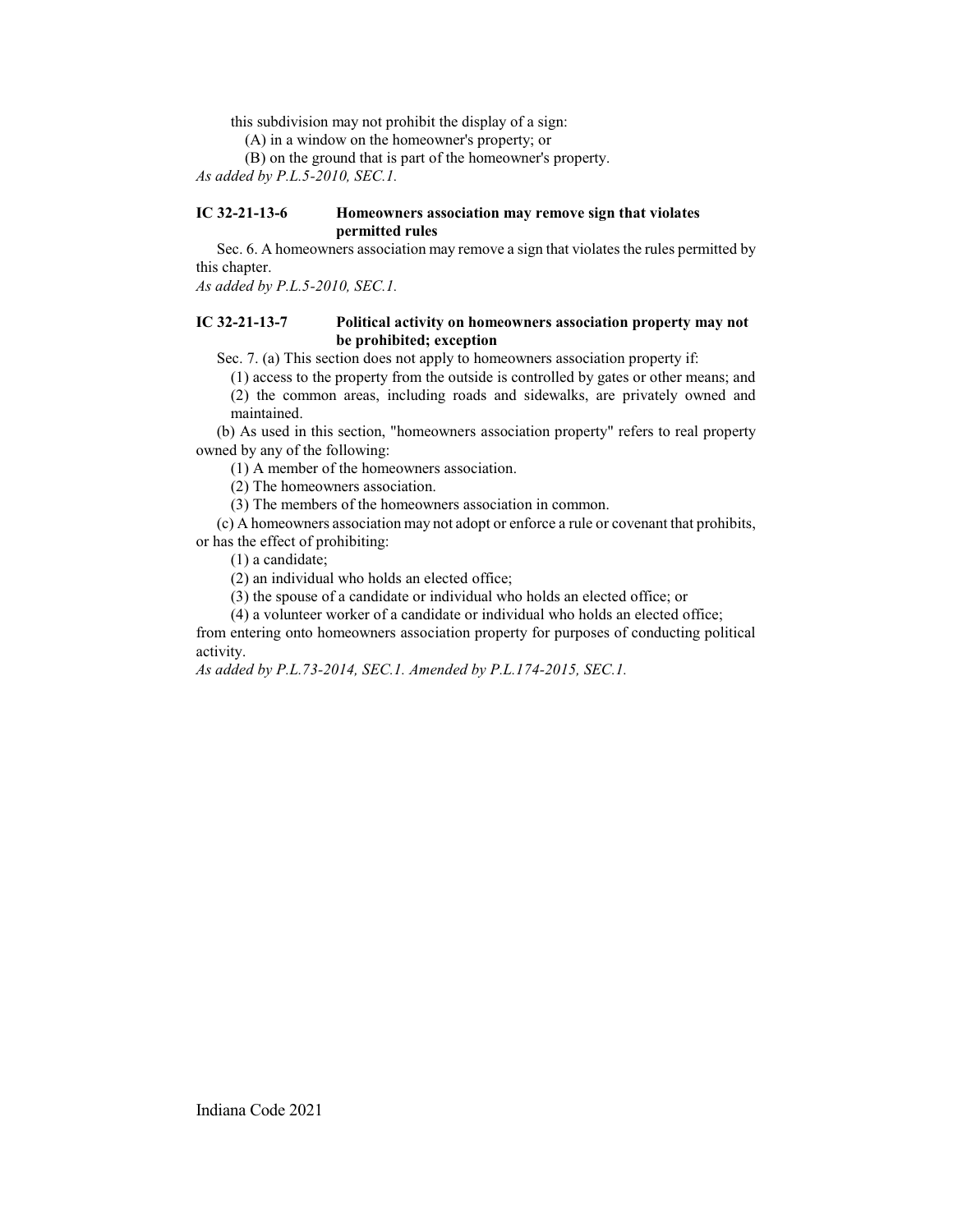this subdivision may not prohibit the display of a sign:

(A) in a window on the homeowner's property; or

(B) on the ground that is part of the homeowner's property.

*As added by P.L.5-2010, SEC.1.*

### IC 32-21-13-6 Homeowners association may remove sign that violates permitted rules

Sec. 6. A homeowners association may remove a sign that violates the rules permitted by this chapter.

*As added by P.L.5-2010, SEC.1.*

### IC 32-21-13-7 Political activity on homeowners association property may not be prohibited; exception

Sec. 7. (a) This section does not apply to homeowners association property if:

(1) access to the property from the outside is controlled by gates or other means; and

(2) the common areas, including roads and sidewalks, are privately owned and maintained.

(b) As used in this section, "homeowners association property" refers to real property owned by any of the following:

(1) A member of the homeowners association.

(2) The homeowners association.

(3) The members of the homeowners association in common.

(c) A homeowners association may not adopt or enforce a rule or covenant that prohibits, or has the effect of prohibiting:

(1) a candidate;

(2) an individual who holds an elected office;

(3) the spouse of a candidate or individual who holds an elected office; or

(4) a volunteer worker of a candidate or individual who holds an elected office;

from entering onto homeowners association property for purposes of conducting political activity.

*As added by P.L.73-2014, SEC.1. Amended by P.L.174-2015, SEC.1.*